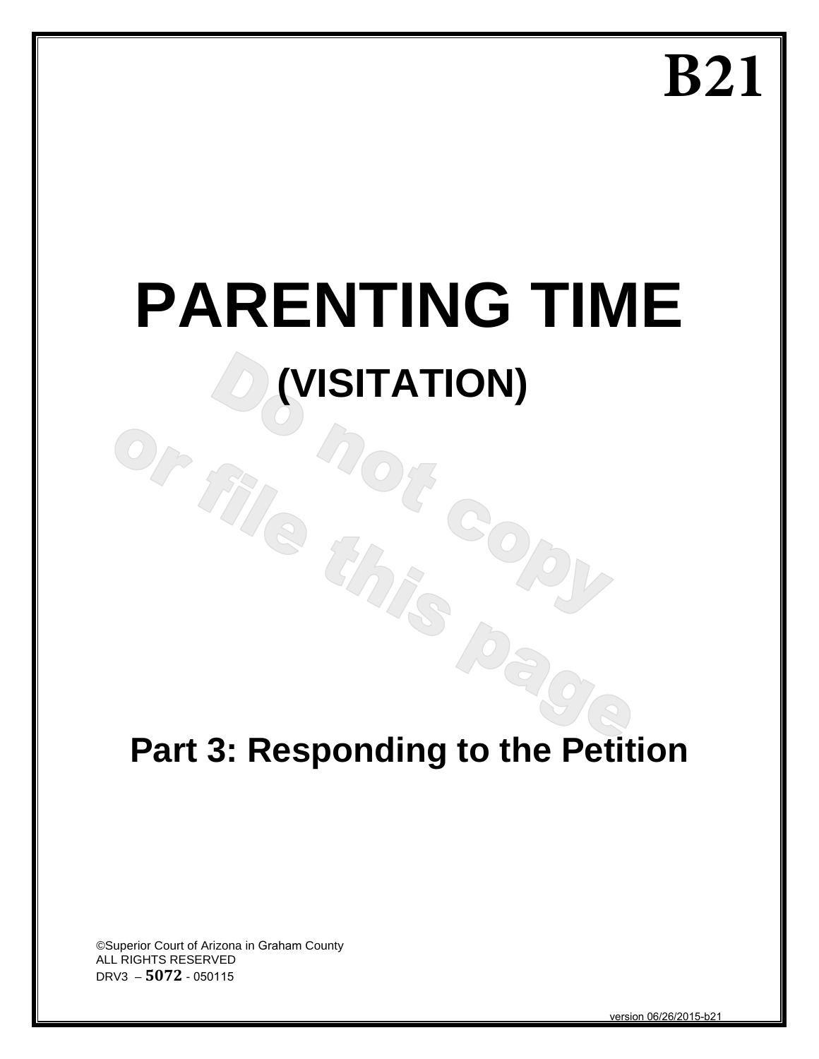# B21

# PARENTING TIME

## (VISITATION)

Do not copy or file this page

## Part 3: Responding to the Petition

©Superior Court of Arizona in Graham County
ALL RIGHTS RESERVED
DRV3 – **5072** - 050115

version 06/26/2015-b21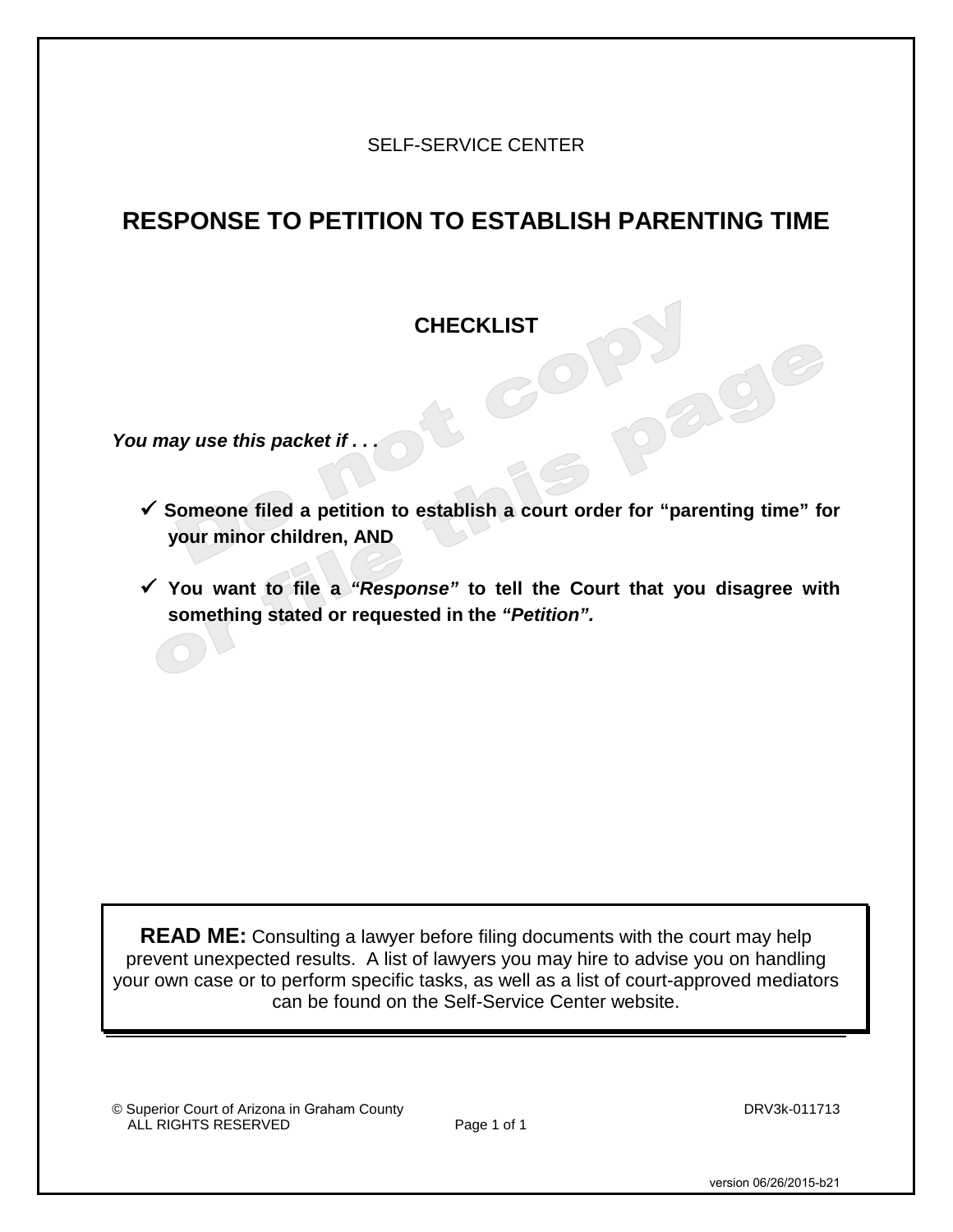SELF-SERVICE CENTER

# RESPONSE TO PETITION TO ESTABLISH PARENTING TIME

## CHECKLIST

***You may use this packet if . . .***

- ✓ **Someone filed a petition to establish a court order for "parenting time" for your minor children, AND**
- ✓ **You want to file a *"Response"* to tell the Court that you disagree with something stated or requested in the *"Petition".***

**READ ME:** Consulting a lawyer before filing documents with the court may help prevent unexpected results. A list of lawyers you may hire to advise you on handling your own case or to perform specific tasks, as well as a list of court-approved mediators can be found on the Self-Service Center website.

© Superior Court of Arizona in Graham County
ALL RIGHTS RESERVED

DRV3k-011713

version 06/26/2015-b21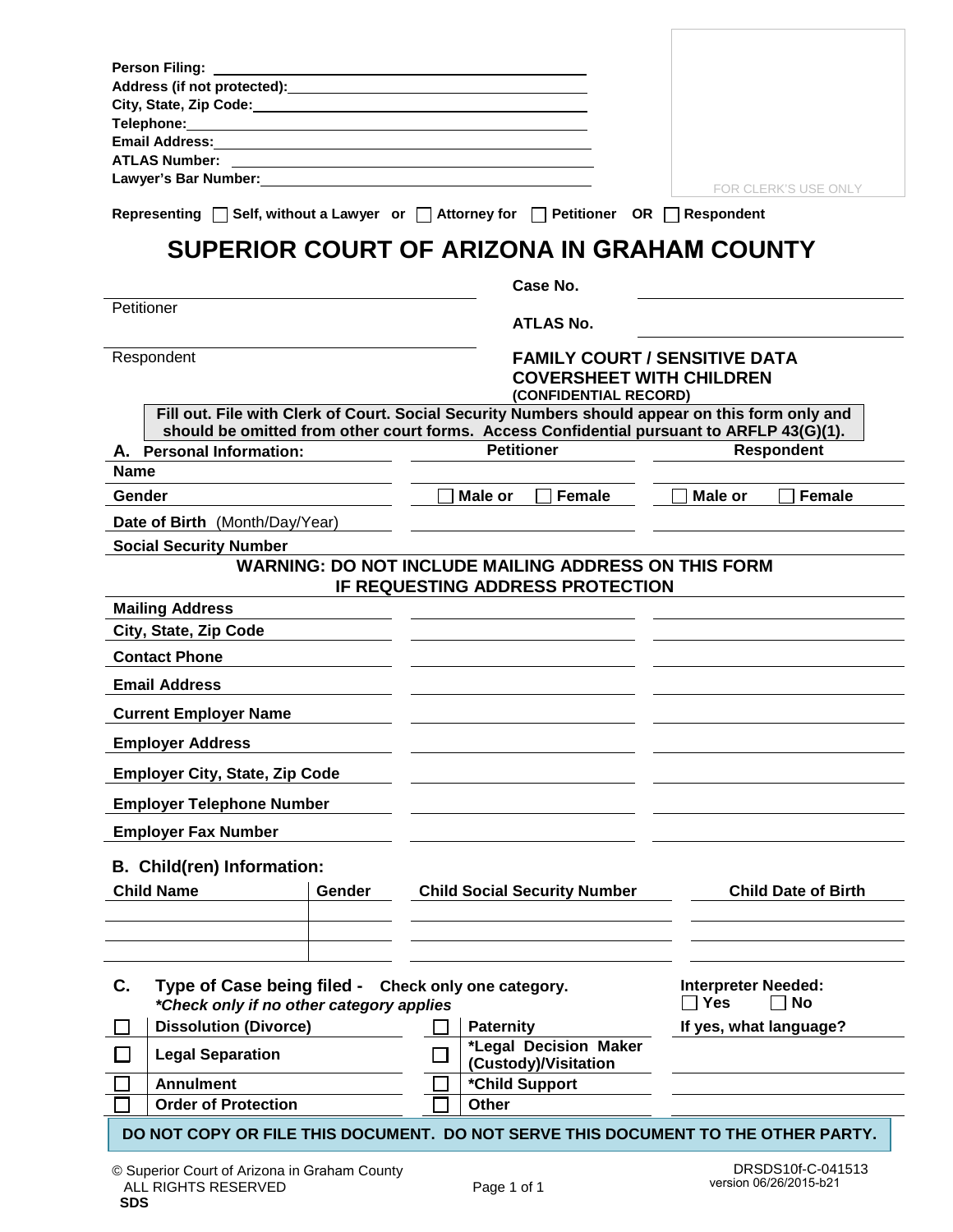Person Filing: ______________________________________

Address (if not protected): ______________________________

City, State, Zip Code: __________________________________

Telephone: _________________________________________

Email Address: ______________________________________

ATLAS Number: ______________________________________

Lawyer's Bar Number: _________________________________

FOR CLERK'S USE ONLY

Representing ☐ Self, without a Lawyer or ☐ Attorney for ☐ Petitioner OR ☐ Respondent

# SUPERIOR COURT OF ARIZONA IN GRAHAM COUNTY

______________________________ Case No. ______________________

Petitioner

ATLAS No. ______________________

______________________________

Respondent

**FAMILY COURT / SENSITIVE DATA COVERSHEET WITH CHILDREN**
**(CONFIDENTIAL RECORD)**

**Fill out. File with Clerk of Court. Social Security Numbers should appear on this form only and should be omitted from other court forms. Access Confidential pursuant to ARFLP 43(G)(1).**

| **A. Personal Information:** | **Petitioner** | **Respondent** |
|---|---|---|
| **Name** | | |
| **Gender** | ☐ Male or ☐ Female | ☐ Male or ☐ Female |
| **Date of Birth** (Month/Day/Year) | | |
| **Social Security Number** | | |

**WARNING: DO NOT INCLUDE MAILING ADDRESS ON THIS FORM IF REQUESTING ADDRESS PROTECTION**

| | **Petitioner** | **Respondent** |
|---|---|---|
| **Mailing Address** | | |
| **City, State, Zip Code** | | |
| **Contact Phone** | | |
| **Email Address** | | |
| **Current Employer Name** | | |
| **Employer Address** | | |
| **Employer City, State, Zip Code** | | |
| **Employer Telephone Number** | | |
| **Employer Fax Number** | | |

**B. Child(ren) Information:**

| **Child Name** | **Gender** | **Child Social Security Number** | **Child Date of Birth** |
|---|---|---|---|
| | | | |
| | | | |
| | | | |

**C. Type of Case being filed - Check only one category.**
***\*Check only if no other category applies***

| | | | |
|---|---|---|---|
| ☐ | **Dissolution (Divorce)** | ☐ | **Paternity** |
| ☐ | **Legal Separation** | ☐ | ***\*Legal Decision Maker (Custody)/Visitation*** |
| ☐ | **Annulment** | ☐ | ***\*Child Support*** |
| ☐ | **Order of Protection** | ☐ | **Other** |

**Interpreter Needed:** ☐ Yes ☐ No

**If yes, what language?** ______________________

**DO NOT COPY OR FILE THIS DOCUMENT. DO NOT SERVE THIS DOCUMENT TO THE OTHER PARTY.**

© Superior Court of Arizona in Graham County
ALL RIGHTS RESERVED
**SDS**

DRSDS10f-C-041513
version 06/26/2015-b21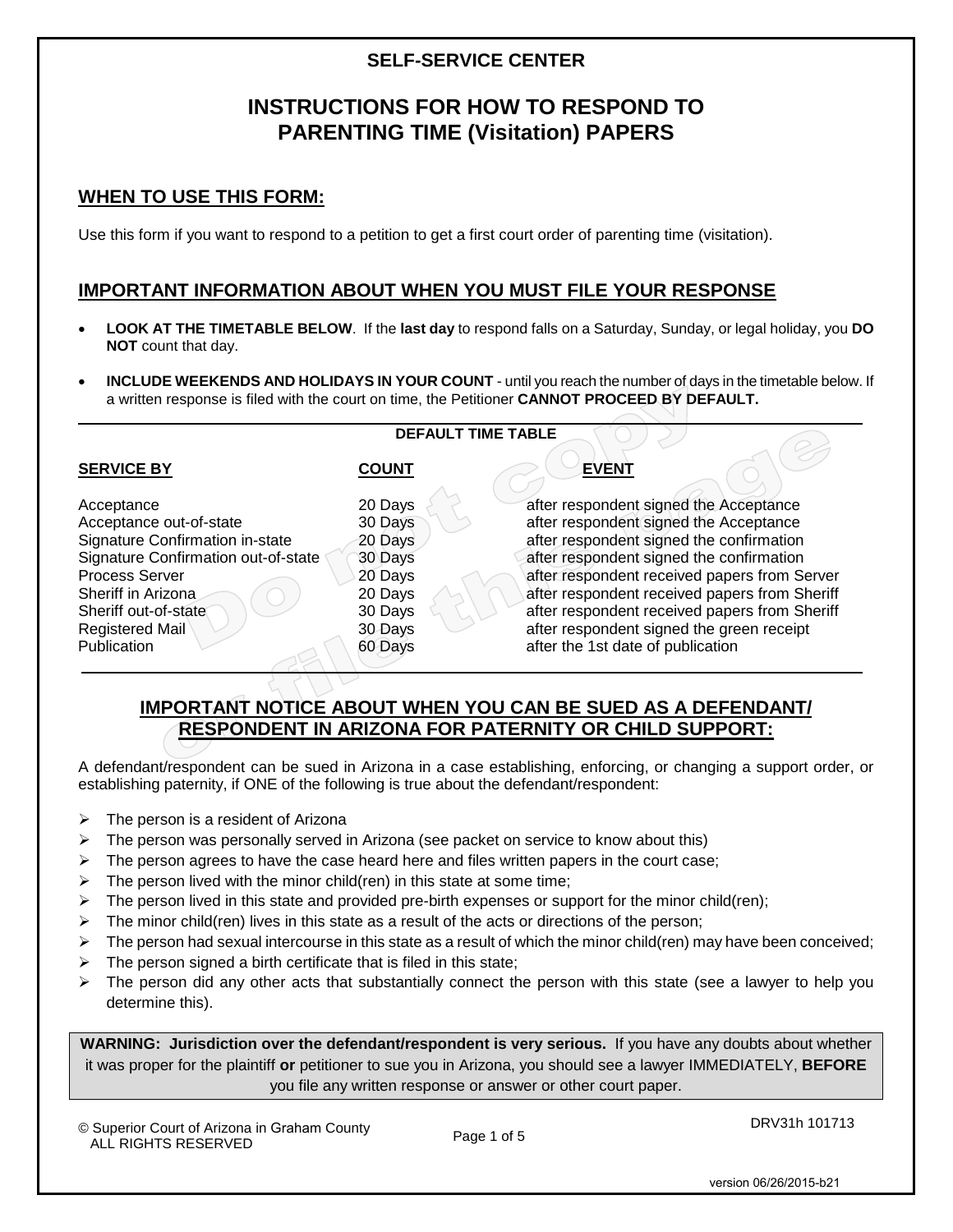## SELF-SERVICE CENTER

# INSTRUCTIONS FOR HOW TO RESPOND TO PARENTING TIME (Visitation) PAPERS

## WHEN TO USE THIS FORM:

Use this form if you want to respond to a petition to get a first court order of parenting time (visitation).

## IMPORTANT INFORMATION ABOUT WHEN YOU MUST FILE YOUR RESPONSE

- **LOOK AT THE TIMETABLE BELOW**. If the **last day** to respond falls on a Saturday, Sunday, or legal holiday, you **DO NOT** count that day.
- **INCLUDE WEEKENDS AND HOLIDAYS IN YOUR COUNT** - until you reach the number of days in the timetable below. If a written response is filed with the court on time, the Petitioner **CANNOT PROCEED BY DEFAULT.**

**DEFAULT TIME TABLE**

| SERVICE BY | COUNT | EVENT |
|---|---|---|
| Acceptance | 20 Days | after respondent signed the Acceptance |
| Acceptance out-of-state | 30 Days | after respondent signed the Acceptance |
| Signature Confirmation in-state | 20 Days | after respondent signed the confirmation |
| Signature Confirmation out-of-state | 30 Days | after respondent signed the confirmation |
| Process Server | 20 Days | after respondent received papers from Server |
| Sheriff in Arizona | 20 Days | after respondent received papers from Sheriff |
| Sheriff out-of-state | 30 Days | after respondent received papers from Sheriff |
| Registered Mail | 30 Days | after respondent signed the green receipt |
| Publication | 60 Days | after the 1st date of publication |

## IMPORTANT NOTICE ABOUT WHEN YOU CAN BE SUED AS A DEFENDANT/ RESPONDENT IN ARIZONA FOR PATERNITY OR CHILD SUPPORT:

A defendant/respondent can be sued in Arizona in a case establishing, enforcing, or changing a support order, or establishing paternity, if ONE of the following is true about the defendant/respondent:

- The person is a resident of Arizona
- The person was personally served in Arizona (see packet on service to know about this)
- The person agrees to have the case heard here and files written papers in the court case;
- The person lived with the minor child(ren) in this state at some time;
- The person lived in this state and provided pre-birth expenses or support for the minor child(ren);
- The minor child(ren) lives in this state as a result of the acts or directions of the person;
- The person had sexual intercourse in this state as a result of which the minor child(ren) may have been conceived;
- The person signed a birth certificate that is filed in this state;
- The person did any other acts that substantially connect the person with this state (see a lawyer to help you determine this).

**WARNING: Jurisdiction over the defendant/respondent is very serious.** If you have any doubts about whether it was proper for the plaintiff **or** petitioner to sue you in Arizona, you should see a lawyer IMMEDIATELY, **BEFORE** you file any written response or answer or other court paper.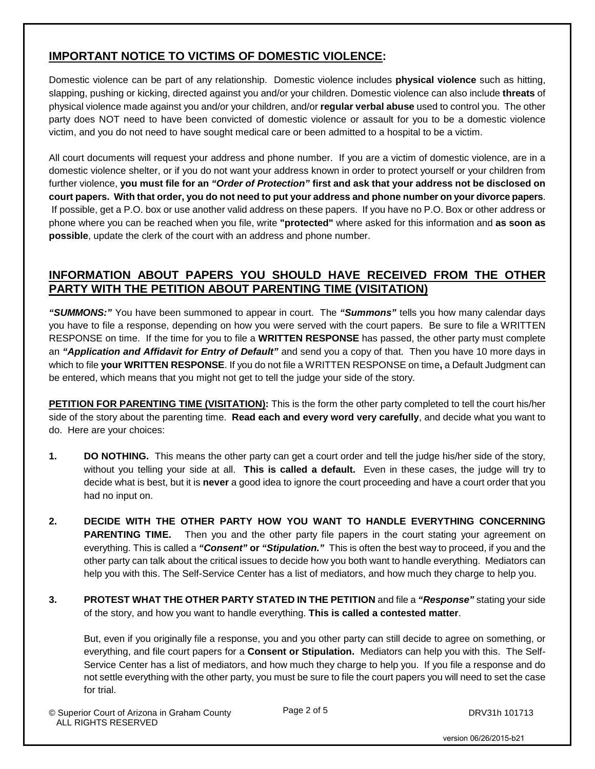## IMPORTANT NOTICE TO VICTIMS OF DOMESTIC VIOLENCE:

Domestic violence can be part of any relationship. Domestic violence includes **physical violence** such as hitting, slapping, pushing or kicking, directed against you and/or your children. Domestic violence can also include **threats** of physical violence made against you and/or your children, and/or **regular verbal abuse** used to control you. The other party does NOT need to have been convicted of domestic violence or assault for you to be a domestic violence victim, and you do not need to have sought medical care or been admitted to a hospital to be a victim.

All court documents will request your address and phone number. If you are a victim of domestic violence, are in a domestic violence shelter, or if you do not want your address known in order to protect yourself or your children from further violence, **you must file for an *"Order of Protection"* first and ask that your address not be disclosed on court papers. With that order, you do not need to put your address and phone number on your divorce papers**. If possible, get a P.O. box or use another valid address on these papers. If you have no P.O. Box or other address or phone where you can be reached when you file, write **"protected"** where asked for this information and **as soon as possible**, update the clerk of the court with an address and phone number.

## INFORMATION ABOUT PAPERS YOU SHOULD HAVE RECEIVED FROM THE OTHER PARTY WITH THE PETITION ABOUT PARENTING TIME (VISITATION)

***"SUMMONS:"*** You have been summoned to appear in court. The ***"Summons"*** tells you how many calendar days you have to file a response, depending on how you were served with the court papers. Be sure to file a WRITTEN RESPONSE on time. If the time for you to file a **WRITTEN RESPONSE** has passed, the other party must complete an ***"Application and Affidavit for Entry of Default"*** and send you a copy of that. Then you have 10 more days in which to file **your WRITTEN RESPONSE**. If you do not file a WRITTEN RESPONSE on time**,** a Default Judgment can be entered, which means that you might not get to tell the judge your side of the story.

**PETITION FOR PARENTING TIME (VISITATION):** This is the form the other party completed to tell the court his/her side of the story about the parenting time. **Read each and every word very carefully**, and decide what you want to do. Here are your choices:

1. **DO NOTHING.** This means the other party can get a court order and tell the judge his/her side of the story, without you telling your side at all. **This is called a default.** Even in these cases, the judge will try to decide what is best, but it is **never** a good idea to ignore the court proceeding and have a court order that you had no input on.

2. **DECIDE WITH THE OTHER PARTY HOW YOU WANT TO HANDLE EVERYTHING CONCERNING PARENTING TIME.** Then you and the other party file papers in the court stating your agreement on everything. This is called a ***"Consent"*** **or** ***"Stipulation."*** This is often the best way to proceed, if you and the other party can talk about the critical issues to decide how you both want to handle everything. Mediators can help you with this. The Self-Service Center has a list of mediators, and how much they charge to help you.

3. **PROTEST WHAT THE OTHER PARTY STATED IN THE PETITION** and file a ***"Response"*** stating your side of the story, and how you want to handle everything. **This is called a contested matter**.

   But, even if you originally file a response, you and you other party can still decide to agree on something, or everything, and file court papers for a **Consent or Stipulation.** Mediators can help you with this. The Self-Service Center has a list of mediators, and how much they charge to help you. If you file a response and do not settle everything with the other party, you must be sure to file the court papers you will need to set the case for trial.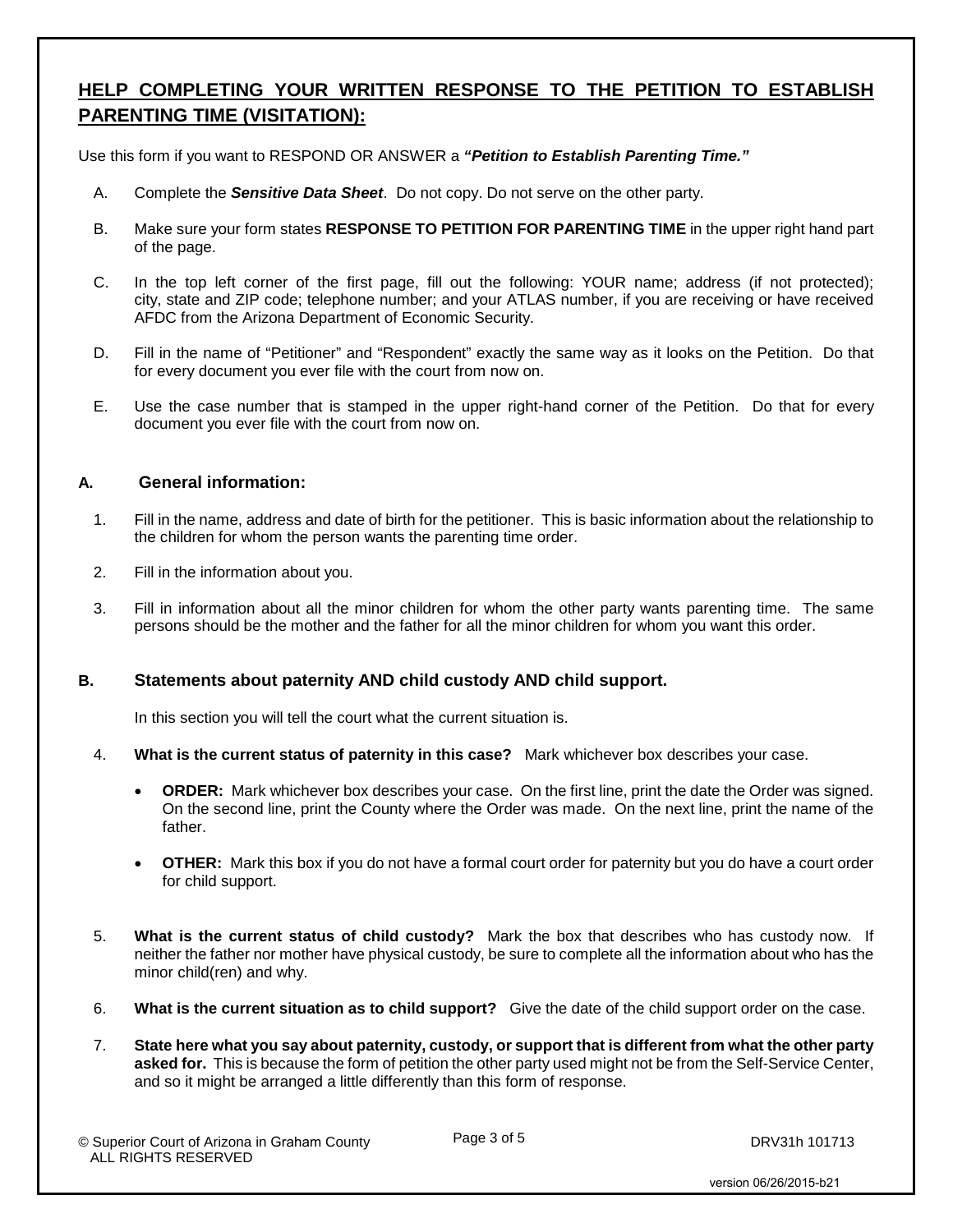## HELP COMPLETING YOUR WRITTEN RESPONSE TO THE PETITION TO ESTABLISH PARENTING TIME (VISITATION):

Use this form if you want to RESPOND OR ANSWER a ***"Petition to Establish Parenting Time."***

A. Complete the ***Sensitive Data Sheet***. Do not copy. Do not serve on the other party.

B. Make sure your form states **RESPONSE TO PETITION FOR PARENTING TIME** in the upper right hand part of the page.

C. In the top left corner of the first page, fill out the following: YOUR name; address (if not protected); city, state and ZIP code; telephone number; and your ATLAS number, if you are receiving or have received AFDC from the Arizona Department of Economic Security.

D. Fill in the name of "Petitioner" and "Respondent" exactly the same way as it looks on the Petition. Do that for every document you ever file with the court from now on.

E. Use the case number that is stamped in the upper right-hand corner of the Petition. Do that for every document you ever file with the court from now on.

### A. General information:

1. Fill in the name, address and date of birth for the petitioner. This is basic information about the relationship to the children for whom the person wants the parenting time order.

2. Fill in the information about you.

3. Fill in information about all the minor children for whom the other party wants parenting time. The same persons should be the mother and the father for all the minor children for whom you want this order.

### B. Statements about paternity AND child custody AND child support.

In this section you will tell the court what the current situation is.

4. **What is the current status of paternity in this case?** Mark whichever box describes your case.

   - **ORDER:** Mark whichever box describes your case. On the first line, print the date the Order was signed. On the second line, print the County where the Order was made. On the next line, print the name of the father.

   - **OTHER:** Mark this box if you do not have a formal court order for paternity but you do have a court order for child support.

5. **What is the current status of child custody?** Mark the box that describes who has custody now. If neither the father nor mother have physical custody, be sure to complete all the information about who has the minor child(ren) and why.

6. **What is the current situation as to child support?** Give the date of the child support order on the case.

7. **State here what you say about paternity, custody, or support that is different from what the other party asked for.** This is because the form of petition the other party used might not be from the Self-Service Center, and so it might be arranged a little differently than this form of response.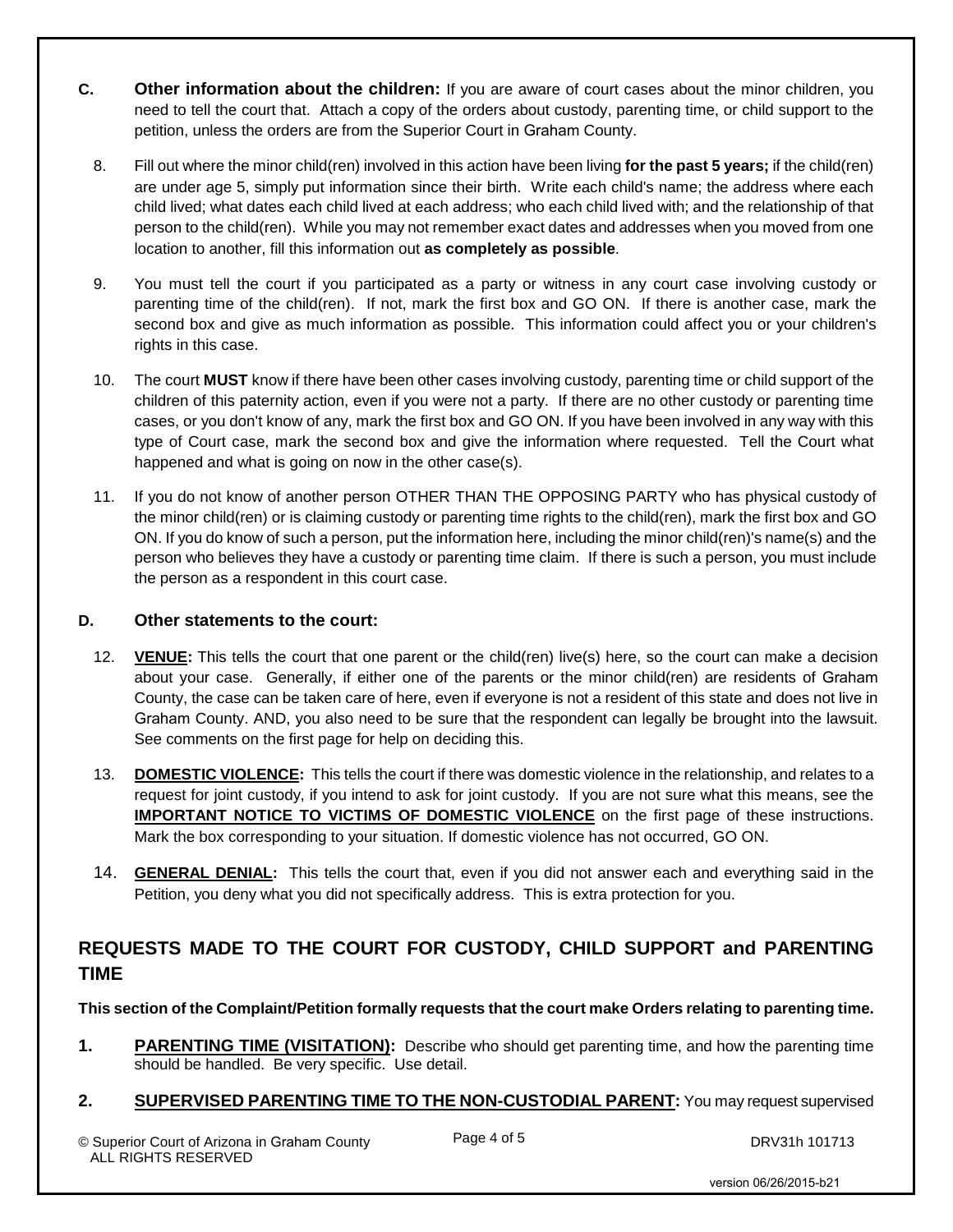**C. Other information about the children:** If you are aware of court cases about the minor children, you need to tell the court that. Attach a copy of the orders about custody, parenting time, or child support to the petition, unless the orders are from the Superior Court in Graham County.

8. Fill out where the minor child(ren) involved in this action have been living **for the past 5 years;** if the child(ren) are under age 5, simply put information since their birth. Write each child's name; the address where each child lived; what dates each child lived at each address; who each child lived with; and the relationship of that person to the child(ren). While you may not remember exact dates and addresses when you moved from one location to another, fill this information out **as completely as possible**.

9. You must tell the court if you participated as a party or witness in any court case involving custody or parenting time of the child(ren). If not, mark the first box and GO ON. If there is another case, mark the second box and give as much information as possible. This information could affect you or your children's rights in this case.

10. The court **MUST** know if there have been other cases involving custody, parenting time or child support of the children of this paternity action, even if you were not a party. If there are no other custody or parenting time cases, or you don't know of any, mark the first box and GO ON. If you have been involved in any way with this type of Court case, mark the second box and give the information where requested. Tell the Court what happened and what is going on now in the other case(s).

11. If you do not know of another person OTHER THAN THE OPPOSING PARTY who has physical custody of the minor child(ren) or is claiming custody or parenting time rights to the child(ren), mark the first box and GO ON. If you do know of such a person, put the information here, including the minor child(ren)'s name(s) and the person who believes they have a custody or parenting time claim. If there is such a person, you must include the person as a respondent in this court case.

**D. Other statements to the court:**

12. **VENUE:** This tells the court that one parent or the child(ren) live(s) here, so the court can make a decision about your case. Generally, if either one of the parents or the minor child(ren) are residents of Graham County, the case can be taken care of here, even if everyone is not a resident of this state and does not live in Graham County. AND, you also need to be sure that the respondent can legally be brought into the lawsuit. See comments on the first page for help on deciding this.

13. **DOMESTIC VIOLENCE:** This tells the court if there was domestic violence in the relationship, and relates to a request for joint custody, if you intend to ask for joint custody. If you are not sure what this means, see the **IMPORTANT NOTICE TO VICTIMS OF DOMESTIC VIOLENCE** on the first page of these instructions. Mark the box corresponding to your situation. If domestic violence has not occurred, GO ON.

14. **GENERAL DENIAL:** This tells the court that, even if you did not answer each and everything said in the Petition, you deny what you did not specifically address. This is extra protection for you.

## REQUESTS MADE TO THE COURT FOR CUSTODY, CHILD SUPPORT and PARENTING TIME

**This section of the Complaint/Petition formally requests that the court make Orders relating to parenting time.**

**1. PARENTING TIME (VISITATION):** Describe who should get parenting time, and how the parenting time should be handled. Be very specific. Use detail.

**2. SUPERVISED PARENTING TIME TO THE NON-CUSTODIAL PARENT:** You may request supervised

© Superior Court of Arizona in Graham County ALL RIGHTS RESERVED

DRV31h 101713

version 06/26/2015-b21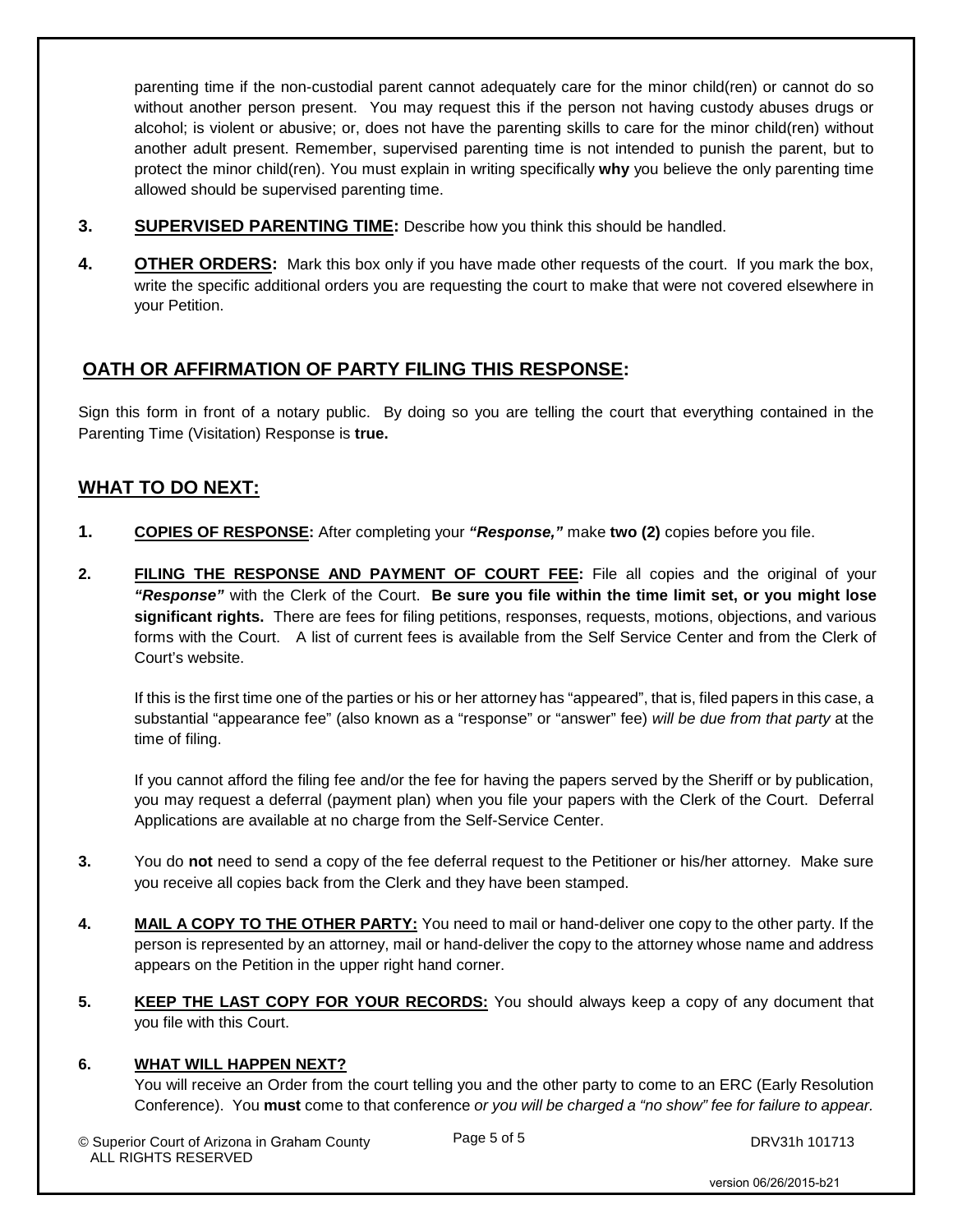parenting time if the non-custodial parent cannot adequately care for the minor child(ren) or cannot do so without another person present. You may request this if the person not having custody abuses drugs or alcohol; is violent or abusive; or, does not have the parenting skills to care for the minor child(ren) without another adult present. Remember, supervised parenting time is not intended to punish the parent, but to protect the minor child(ren). You must explain in writing specifically **why** you believe the only parenting time allowed should be supervised parenting time.

3. **SUPERVISED PARENTING TIME:** Describe how you think this should be handled.

4. **OTHER ORDERS:** Mark this box only if you have made other requests of the court. If you mark the box, write the specific additional orders you are requesting the court to make that were not covered elsewhere in your Petition.

## OATH OR AFFIRMATION OF PARTY FILING THIS RESPONSE:

Sign this form in front of a notary public. By doing so you are telling the court that everything contained in the Parenting Time (Visitation) Response is **true.**

## WHAT TO DO NEXT:

1. **COPIES OF RESPONSE:** After completing your ***"Response,"*** make **two (2)** copies before you file.

2. **FILING THE RESPONSE AND PAYMENT OF COURT FEE:** File all copies and the original of your ***"Response"*** with the Clerk of the Court. **Be sure you file within the time limit set, or you might lose significant rights.** There are fees for filing petitions, responses, requests, motions, objections, and various forms with the Court. A list of current fees is available from the Self Service Center and from the Clerk of Court's website.

   If this is the first time one of the parties or his or her attorney has "appeared", that is, filed papers in this case, a substantial "appearance fee" (also known as a "response" or "answer" fee) *will be due from that party* at the time of filing.

   If you cannot afford the filing fee and/or the fee for having the papers served by the Sheriff or by publication, you may request a deferral (payment plan) when you file your papers with the Clerk of the Court. Deferral Applications are available at no charge from the Self-Service Center.

3. You do **not** need to send a copy of the fee deferral request to the Petitioner or his/her attorney. Make sure you receive all copies back from the Clerk and they have been stamped.

4. **MAIL A COPY TO THE OTHER PARTY:** You need to mail or hand-deliver one copy to the other party. If the person is represented by an attorney, mail or hand-deliver the copy to the attorney whose name and address appears on the Petition in the upper right hand corner.

5. **KEEP THE LAST COPY FOR YOUR RECORDS:** You should always keep a copy of any document that you file with this Court.

6. **WHAT WILL HAPPEN NEXT?**
   You will receive an Order from the court telling you and the other party to come to an ERC (Early Resolution Conference). You **must** come to that conference *or you will be charged a "no show" fee for failure to appear.*

© Superior Court of Arizona in Graham County ALL RIGHTS RESERVED

DRV31h 101713

version 06/26/2015-b21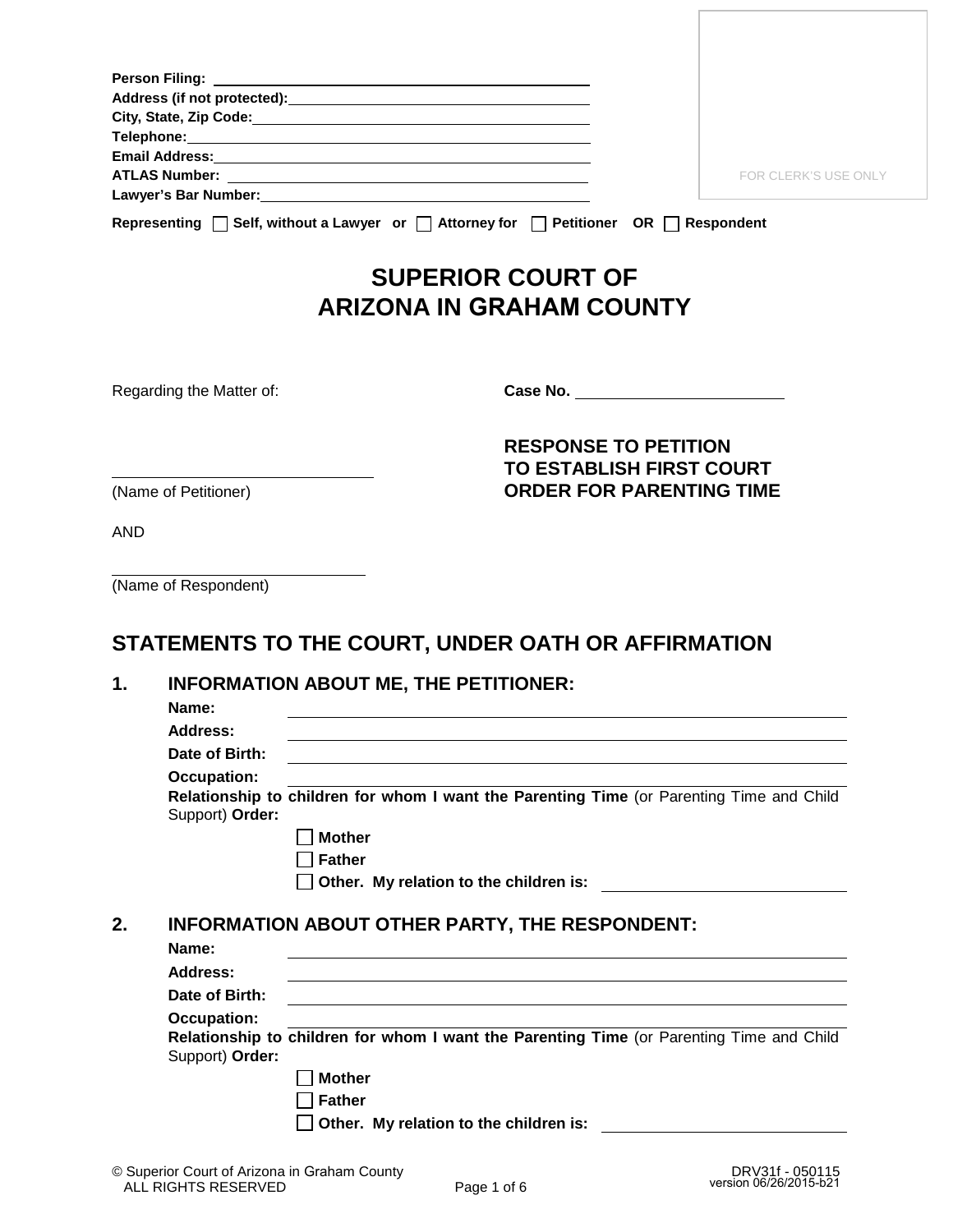Person Filing: ____________________
Address (if not protected): ____________________
City, State, Zip Code: ____________________
Telephone: ____________________
Email Address: ____________________
ATLAS Number: ____________________
Lawyer's Bar Number: ____________________

FOR CLERK'S USE ONLY

**Representing** ☐ **Self, without a Lawyer or** ☐ **Attorney for** ☐ **Petitioner OR** ☐ **Respondent**

# SUPERIOR COURT OF ARIZONA IN GRAHAM COUNTY

Regarding the Matter of:

**Case No.** ____________________

____________________
(Name of Petitioner)

AND

____________________
(Name of Respondent)

**RESPONSE TO PETITION TO ESTABLISH FIRST COURT ORDER FOR PARENTING TIME**

## STATEMENTS TO THE COURT, UNDER OATH OR AFFIRMATION

### 1. INFORMATION ABOUT ME, THE PETITIONER:

**Name:** ____________________
**Address:** ____________________
**Date of Birth:** ____________________
**Occupation:** ____________________
**Relationship to children for whom I want the Parenting Time** (or Parenting Time and Child Support) **Order:**

☐ **Mother**
☐ **Father**
☐ **Other. My relation to the children is:** ____________________

### 2. INFORMATION ABOUT OTHER PARTY, THE RESPONDENT:

**Name:** ____________________
**Address:** ____________________
**Date of Birth:** ____________________
**Occupation:** ____________________
**Relationship to children for whom I want the Parenting Time** (or Parenting Time and Child Support) **Order:**

☐ **Mother**
☐ **Father**
☐ **Other. My relation to the children is:** ____________________

© Superior Court of Arizona in Graham County
ALL RIGHTS RESERVED

DRV31f - 050115
version 06/26/2015-b21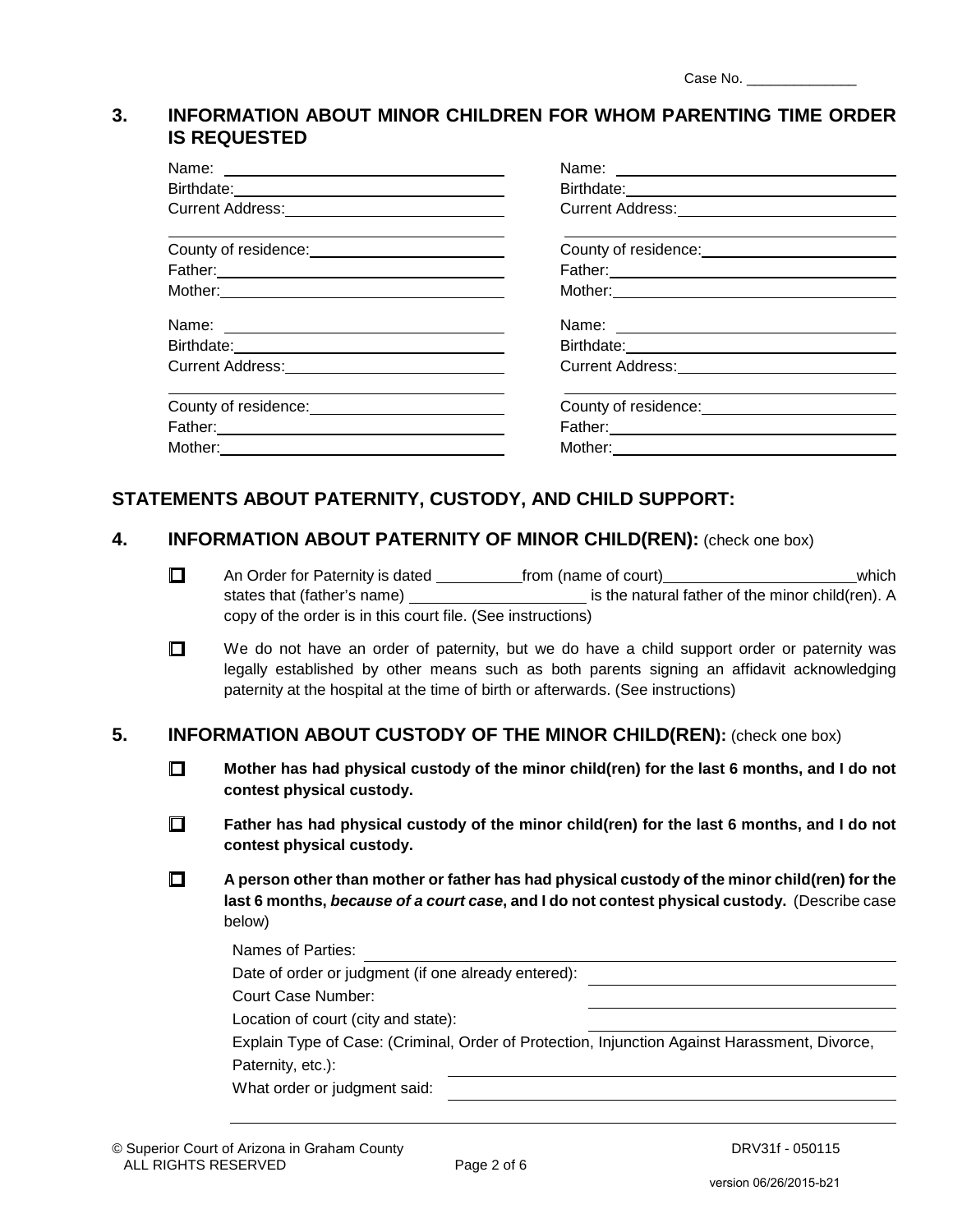Case No. ______________

## 3. INFORMATION ABOUT MINOR CHILDREN FOR WHOM PARENTING TIME ORDER IS REQUESTED

Name: ______________________________
Birthdate: ______________________________
Current Address: ______________________________
______________________________
County of residence: ______________________________
Father: ______________________________
Mother: ______________________________

Name: ______________________________
Birthdate: ______________________________
Current Address: ______________________________
______________________________
County of residence: ______________________________
Father: ______________________________
Mother: ______________________________

Name: ______________________________
Birthdate: ______________________________
Current Address: ______________________________
______________________________
County of residence: ______________________________
Father: ______________________________
Mother: ______________________________

Name: ______________________________
Birthdate: ______________________________
Current Address: ______________________________
______________________________
County of residence: ______________________________
Father: ______________________________
Mother: ______________________________

## STATEMENTS ABOUT PATERNITY, CUSTODY, AND CHILD SUPPORT:

## 4. INFORMATION ABOUT PATERNITY OF MINOR CHILD(REN): (check one box)

☐ An Order for Paternity is dated __________ from (name of court) ______________________ which states that (father's name) ____________________ is the natural father of the minor child(ren). A copy of the order is in this court file. (See instructions)

☐ We do not have an order of paternity, but we do have a child support order or paternity was legally established by other means such as both parents signing an affidavit acknowledging paternity at the hospital at the time of birth or afterwards. (See instructions)

## 5. INFORMATION ABOUT CUSTODY OF THE MINOR CHILD(REN): (check one box)

☐ **Mother has had physical custody of the minor child(ren) for the last 6 months, and I do not contest physical custody.**

☐ **Father has had physical custody of the minor child(ren) for the last 6 months, and I do not contest physical custody.**

☐ **A person other than mother or father has had physical custody of the minor child(ren) for the last 6 months, *because of a court case*, and I do not contest physical custody.** (Describe case below)

Names of Parties: ______________________________
Date of order or judgment (if one already entered): ______________________________
Court Case Number: ______________________________
Location of court (city and state): ______________________________
Explain Type of Case: (Criminal, Order of Protection, Injunction Against Harassment, Divorce, Paternity, etc.): ______________________________
What order or judgment said: ______________________________
______________________________

© Superior Court of Arizona in Graham County
ALL RIGHTS RESERVED

DRV31f - 050115

version 06/26/2015-b21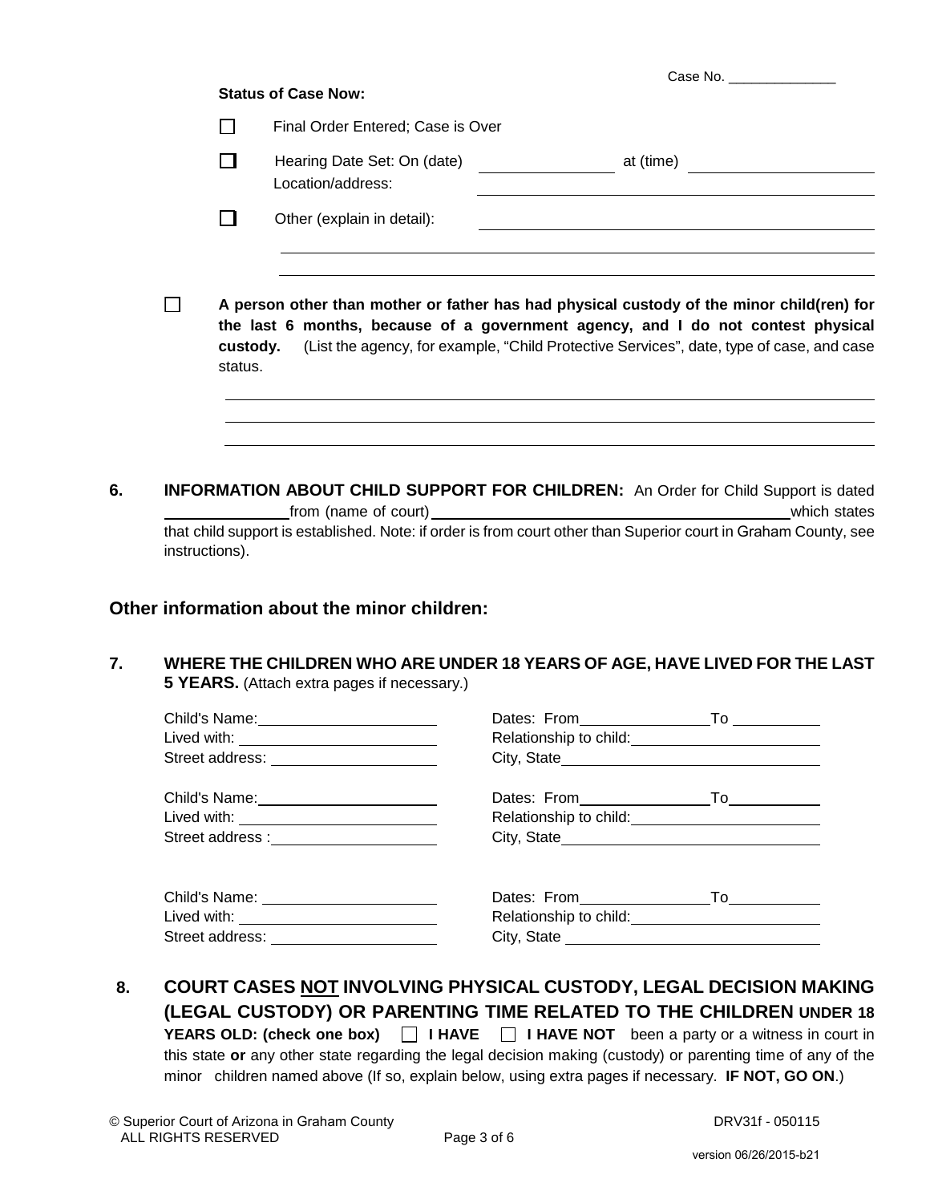Case No. ______________

**Status of Case Now:**

☐ Final Order Entered; Case is Over

☐ Hearing Date Set: On (date) ________________ at (time) ______________________
Location/address: ______________________________________________________

☐ Other (explain in detail): ______________________________________________
__________________________________________________________________________
__________________________________________________________________________

☐ **A person other than mother or father has had physical custody of the minor child(ren) for the last 6 months, because of a government agency, and I do not contest physical custody.** (List the agency, for example, "Child Protective Services", date, type of case, and case status.

__________________________________________________________________________
__________________________________________________________________________
__________________________________________________________________________

**6. INFORMATION ABOUT CHILD SUPPORT FOR CHILDREN:** An Order for Child Support is dated ______________ from (name of court) ____________________________________________ which states that child support is established. Note: if order is from court other than Superior court in Graham County, see instructions).

## Other information about the minor children:

**7. WHERE THE CHILDREN WHO ARE UNDER 18 YEARS OF AGE, HAVE LIVED FOR THE LAST 5 YEARS.** (Attach extra pages if necessary.)

Child's Name: ______________________ Dates: From ________________ To ___________
Lived with: ________________________ Relationship to child: ________________________
Street address: _____________________ City, State ________________________________

Child's Name: ______________________ Dates: From ________________ To ___________
Lived with: ________________________ Relationship to child: ________________________
Street address : _____________________ City, State ________________________________

Child's Name: ______________________ Dates: From ________________ To ___________
Lived with: ________________________ Relationship to child: ________________________
Street address: _____________________ City, State ________________________________

**8. COURT CASES NOT INVOLVING PHYSICAL CUSTODY, LEGAL DECISION MAKING (LEGAL CUSTODY) OR PARENTING TIME RELATED TO THE CHILDREN UNDER 18 YEARS OLD: (check one box)** ☐ **I HAVE** ☐ **I HAVE NOT** been a party or a witness in court in this state **or** any other state regarding the legal decision making (custody) or parenting time of any of the minor children named above (If so, explain below, using extra pages if necessary. **IF NOT, GO ON**.)

© Superior Court of Arizona in Graham County
ALL RIGHTS RESERVED

DRV31f - 050115
version 06/26/2015-b21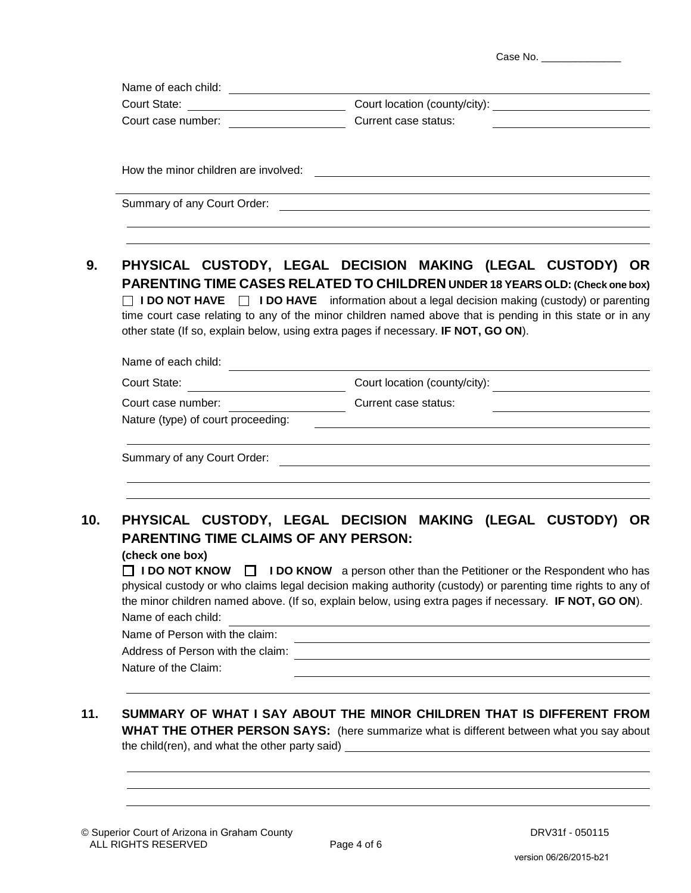Case No. ______________

Name of each child: ______________________________________________

Court State: ____________________ Court location (county/city): ____________________

Court case number: ________________ Current case status: ____________________

How the minor children are involved: ______________________________________________

Summary of any Court Order: ______________________________________________

______________________________________________

______________________________________________

**9. PHYSICAL CUSTODY, LEGAL DECISION MAKING (LEGAL CUSTODY) OR PARENTING TIME CASES RELATED TO CHILDREN UNDER 18 YEARS OLD: (Check one box)**

☐ **I DO NOT HAVE** ☐ **I DO HAVE** information about a legal decision making (custody) or parenting time court case relating to any of the minor children named above that is pending in this state or in any other state (If so, explain below, using extra pages if necessary. **IF NOT, GO ON**).

Name of each child: ______________________________________________

Court State: ____________________ Court location (county/city): ____________________

Court case number: ________________ Current case status: ____________________

Nature (type) of court proceeding: ______________________________________________

______________________________________________

Summary of any Court Order: ______________________________________________

______________________________________________

______________________________________________

**10. PHYSICAL CUSTODY, LEGAL DECISION MAKING (LEGAL CUSTODY) OR PARENTING TIME CLAIMS OF ANY PERSON:**

**(check one box)**

☐ **I DO NOT KNOW** ☐ **I DO KNOW** a person other than the Petitioner or the Respondent who has physical custody or who claims legal decision making authority (custody) or parenting time rights to any of the minor children named above. (If so, explain below, using extra pages if necessary. **IF NOT, GO ON**).

Name of each child: ______________________________________________

Name of Person with the claim: ______________________________________________

Address of Person with the claim: ______________________________________________

Nature of the Claim: ______________________________________________

______________________________________________

**11. SUMMARY OF WHAT I SAY ABOUT THE MINOR CHILDREN THAT IS DIFFERENT FROM WHAT THE OTHER PERSON SAYS:** (here summarize what is different between what you say about the child(ren), and what the other party said) ______________________________________________

______________________________________________

______________________________________________

______________________________________________

© Superior Court of Arizona in Graham County
ALL RIGHTS RESERVED

DRV31f - 050115

version 06/26/2015-b21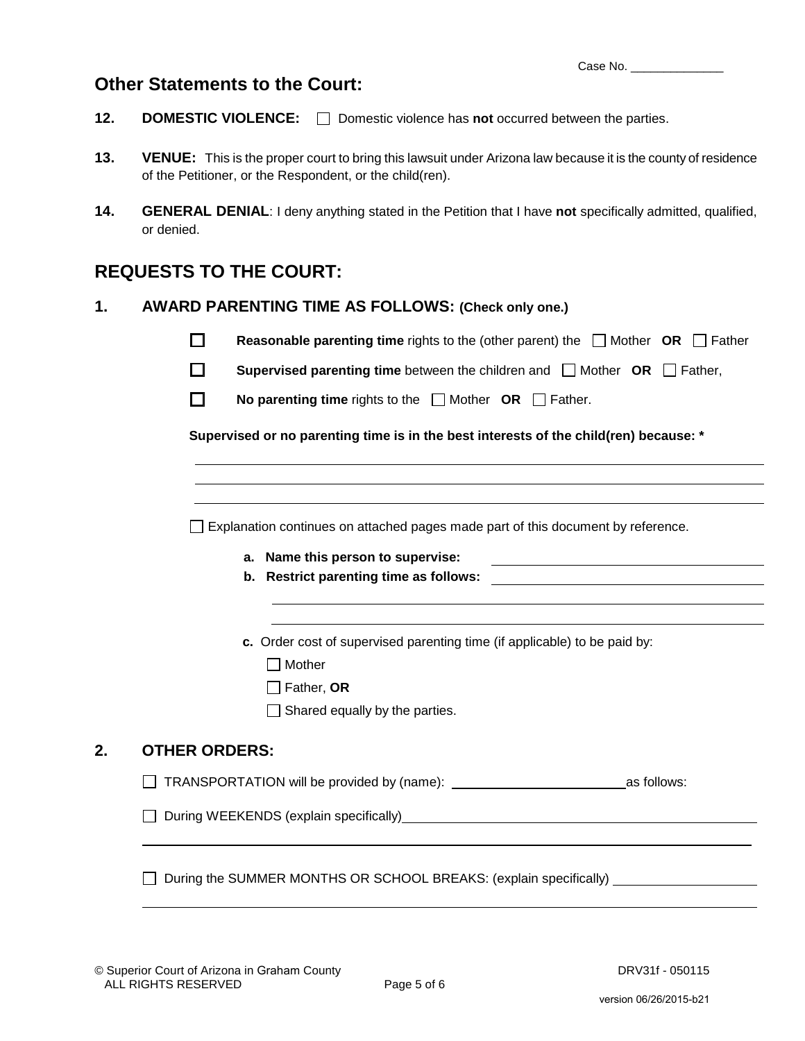Case No. ______________

## Other Statements to the Court:

**12. DOMESTIC VIOLENCE:** ☐ Domestic violence has **not** occurred between the parties.

**13. VENUE:** This is the proper court to bring this lawsuit under Arizona law because it is the county of residence of the Petitioner, or the Respondent, or the child(ren).

**14. GENERAL DENIAL**: I deny anything stated in the Petition that I have **not** specifically admitted, qualified, or denied.

## REQUESTS TO THE COURT:

### 1. AWARD PARENTING TIME AS FOLLOWS: (Check only one.)

☐ **Reasonable parenting time** rights to the (other parent) the ☐ Mother **OR** ☐ Father

☐ **Supervised parenting time** between the children and ☐ Mother **OR** ☐ Father,

☐ **No parenting time** rights to the ☐ Mother **OR** ☐ Father.

**Supervised or no parenting time is in the best interests of the child(ren) because: ***

______________________________________________________________________

______________________________________________________________________

______________________________________________________________________

☐ Explanation continues on attached pages made part of this document by reference.

**a. Name this person to supervise:** ______________________________

**b. Restrict parenting time as follows:** ______________________________

______________________________________________________________________

______________________________________________________________________

**c.** Order cost of supervised parenting time (if applicable) to be paid by:

☐ Mother

☐ Father, **OR**

☐ Shared equally by the parties.

### 2. OTHER ORDERS:

☐ TRANSPORTATION will be provided by (name): ________________________ as follows:

☐ During WEEKENDS (explain specifically) ______________________________

______________________________________________________________________

☐ During the SUMMER MONTHS OR SCHOOL BREAKS: (explain specifically) ____________________

______________________________________________________________________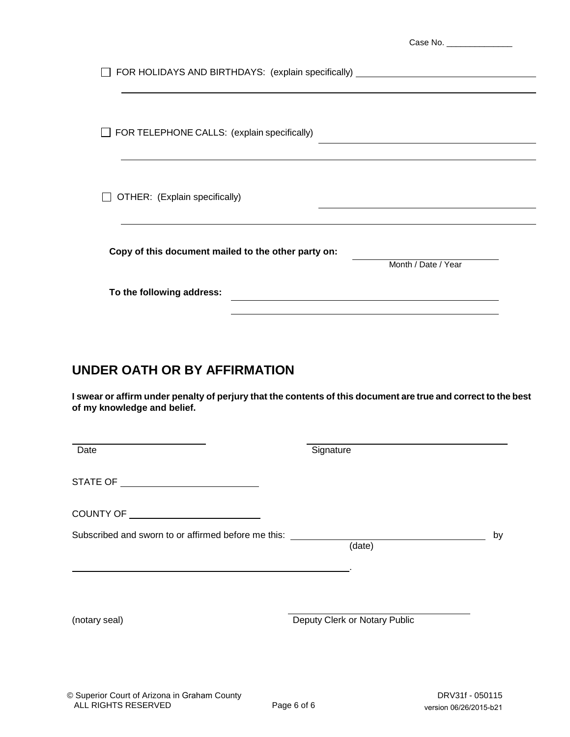Case No. _______________

☐ FOR HOLIDAYS AND BIRTHDAYS: (explain specifically) ____________________________________

______________________________________________________________________________

☐ FOR TELEPHONE CALLS: (explain specifically) ____________________________________

______________________________________________________________________________

☐ OTHER: (Explain specifically) ____________________________________

______________________________________________________________________________

**Copy of this document mailed to the other party on:** ______________________
Month / Date / Year

**To the following address:** ____________________________________________
____________________________________________

## UNDER OATH OR BY AFFIRMATION

**I swear or affirm under penalty of perjury that the contents of this document are true and correct to the best of my knowledge and belief.**

______________________ ______________________________
Date Signature

STATE OF ________________________

COUNTY OF ________________________

Subscribed and sworn to or affirmed before me this: ______________________________ by
(date)

_____________________________________________.

(notary seal) ______________________________
Deputy Clerk or Notary Public

© Superior Court of Arizona in Graham County
ALL RIGHTS RESERVED

DRV31f - 050115
version 06/26/2015-b21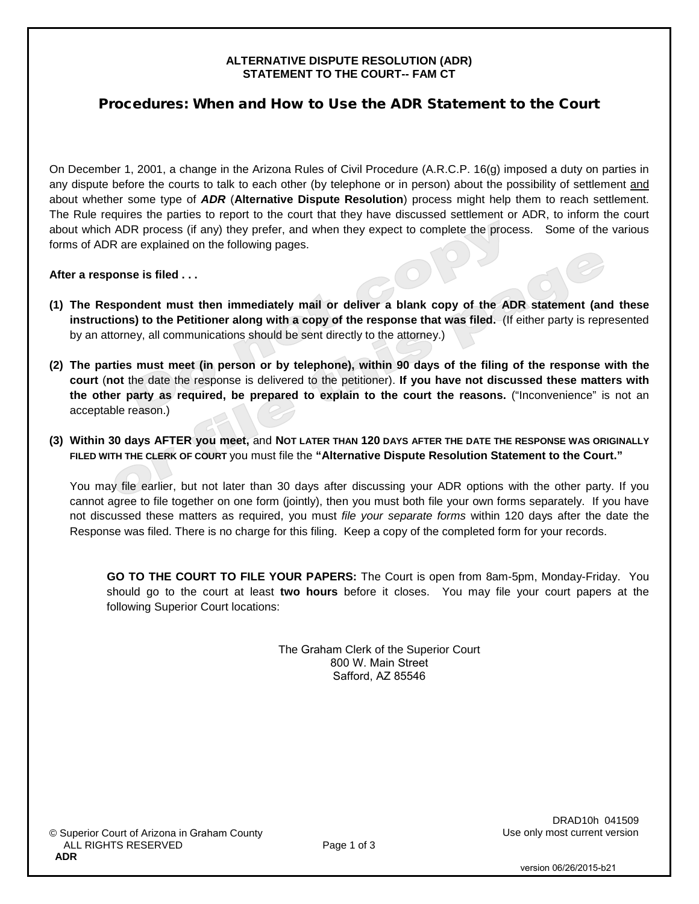**ALTERNATIVE DISPUTE RESOLUTION (ADR)**
**STATEMENT TO THE COURT-- FAM CT**

# Procedures: When and How to Use the ADR Statement to the Court

On December 1, 2001, a change in the Arizona Rules of Civil Procedure (A.R.C.P. 16(g) imposed a duty on parties in any dispute before the courts to talk to each other (by telephone or in person) about the possibility of settlement and about whether some type of ***ADR*** (**Alternative Dispute Resolution**) process might help them to reach settlement. The Rule requires the parties to report to the court that they have discussed settlement or ADR, to inform the court about which ADR process (if any) they prefer, and when they expect to complete the process. Some of the various forms of ADR are explained on the following pages.

**After a response is filed . . .**

**(1) The Respondent must then immediately mail or deliver a blank copy of the ADR statement (and these instructions) to the Petitioner along with a copy of the response that was filed.** (If either party is represented by an attorney, all communications should be sent directly to the attorney.)

**(2) The parties must meet (in person or by telephone), within 90 days of the filing of the response with the court** (**not** the date the response is delivered to the petitioner). **If you have not discussed these matters with the other party as required, be prepared to explain to the court the reasons.** ("Inconvenience" is not an acceptable reason.)

**(3) Within 30 days AFTER you meet,** and **NOT LATER THAN 120 DAYS AFTER THE DATE THE RESPONSE WAS ORIGINALLY FILED WITH THE CLERK OF COURT** you must file the **"Alternative Dispute Resolution Statement to the Court."**

You may file earlier, but not later than 30 days after discussing your ADR options with the other party. If you cannot agree to file together on one form (jointly), then you must both file your own forms separately. If you have not discussed these matters as required, you must *file your separate forms* within 120 days after the date the Response was filed. There is no charge for this filing. Keep a copy of the completed form for your records.

**GO TO THE COURT TO FILE YOUR PAPERS:** The Court is open from 8am-5pm, Monday-Friday. You should go to the court at least **two hours** before it closes. You may file your court papers at the following Superior Court locations:

The Graham Clerk of the Superior Court
800 W. Main Street
Safford, AZ 85546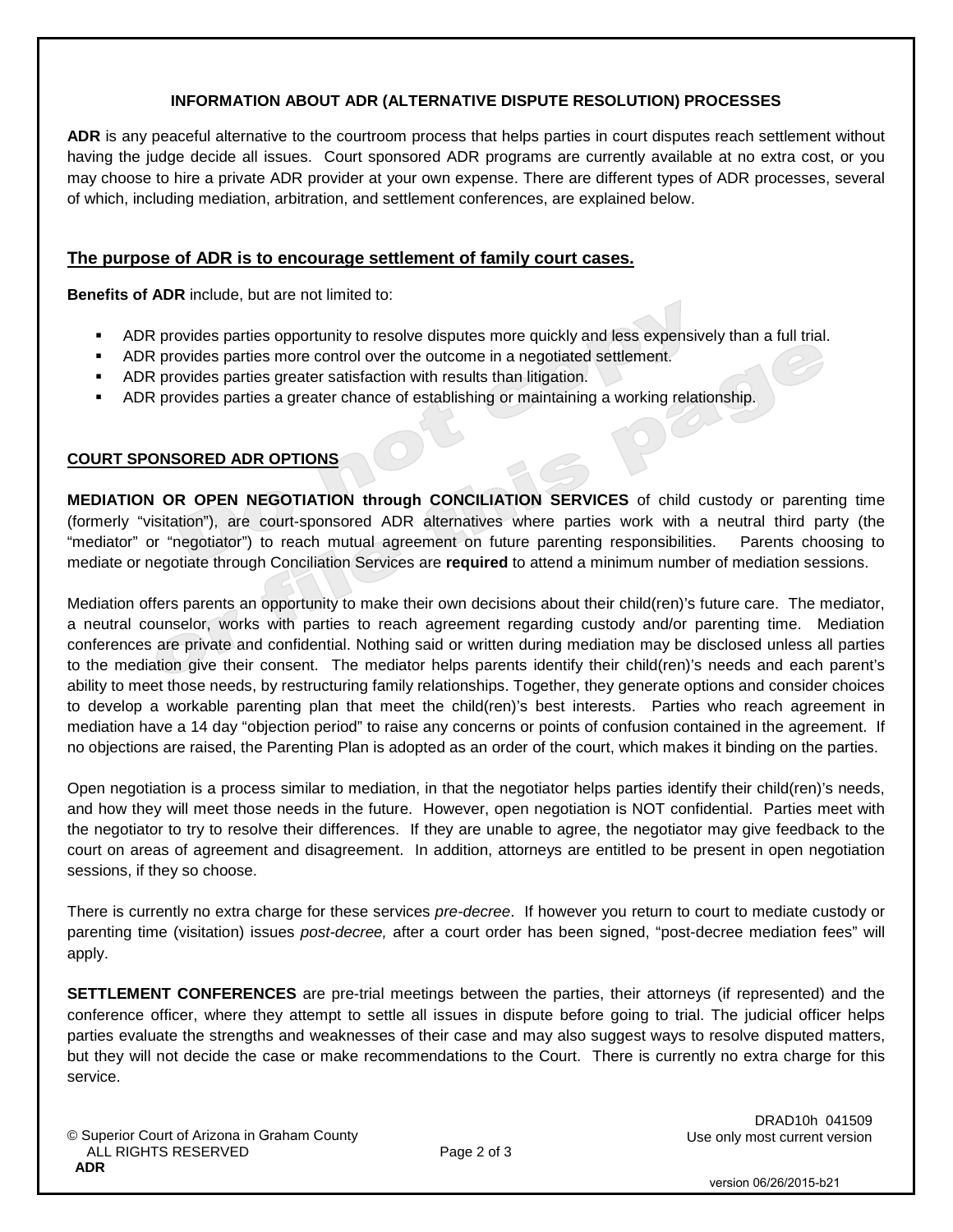### INFORMATION ABOUT ADR (ALTERNATIVE DISPUTE RESOLUTION) PROCESSES

**ADR** is any peaceful alternative to the courtroom process that helps parties in court disputes reach settlement without having the judge decide all issues. Court sponsored ADR programs are currently available at no extra cost, or you may choose to hire a private ADR provider at your own expense. There are different types of ADR processes, several of which, including mediation, arbitration, and settlement conferences, are explained below.

## The purpose of ADR is to encourage settlement of family court cases.

**Benefits of ADR** include, but are not limited to:

- ADR provides parties opportunity to resolve disputes more quickly and less expensively than a full trial.
- ADR provides parties more control over the outcome in a negotiated settlement.
- ADR provides parties greater satisfaction with results than litigation.
- ADR provides parties a greater chance of establishing or maintaining a working relationship.

### COURT SPONSORED ADR OPTIONS

**MEDIATION OR OPEN NEGOTIATION through CONCILIATION SERVICES** of child custody or parenting time (formerly "visitation"), are court-sponsored ADR alternatives where parties work with a neutral third party (the "mediator" or "negotiator") to reach mutual agreement on future parenting responsibilities. Parents choosing to mediate or negotiate through Conciliation Services are **required** to attend a minimum number of mediation sessions.

Mediation offers parents an opportunity to make their own decisions about their child(ren)'s future care. The mediator, a neutral counselor, works with parties to reach agreement regarding custody and/or parenting time. Mediation conferences are private and confidential. Nothing said or written during mediation may be disclosed unless all parties to the mediation give their consent. The mediator helps parents identify their child(ren)'s needs and each parent's ability to meet those needs, by restructuring family relationships. Together, they generate options and consider choices to develop a workable parenting plan that meet the child(ren)'s best interests. Parties who reach agreement in mediation have a 14 day "objection period" to raise any concerns or points of confusion contained in the agreement. If no objections are raised, the Parenting Plan is adopted as an order of the court, which makes it binding on the parties.

Open negotiation is a process similar to mediation, in that the negotiator helps parties identify their child(ren)'s needs, and how they will meet those needs in the future. However, open negotiation is NOT confidential. Parties meet with the negotiator to try to resolve their differences. If they are unable to agree, the negotiator may give feedback to the court on areas of agreement and disagreement. In addition, attorneys are entitled to be present in open negotiation sessions, if they so choose.

There is currently no extra charge for these services *pre-decree*. If however you return to court to mediate custody or parenting time (visitation) issues *post-decree,* after a court order has been signed, "post-decree mediation fees" will apply.

**SETTLEMENT CONFERENCES** are pre-trial meetings between the parties, their attorneys (if represented) and the conference officer, where they attempt to settle all issues in dispute before going to trial. The judicial officer helps parties evaluate the strengths and weaknesses of their case and may also suggest ways to resolve disputed matters, but they will not decide the case or make recommendations to the Court. There is currently no extra charge for this service.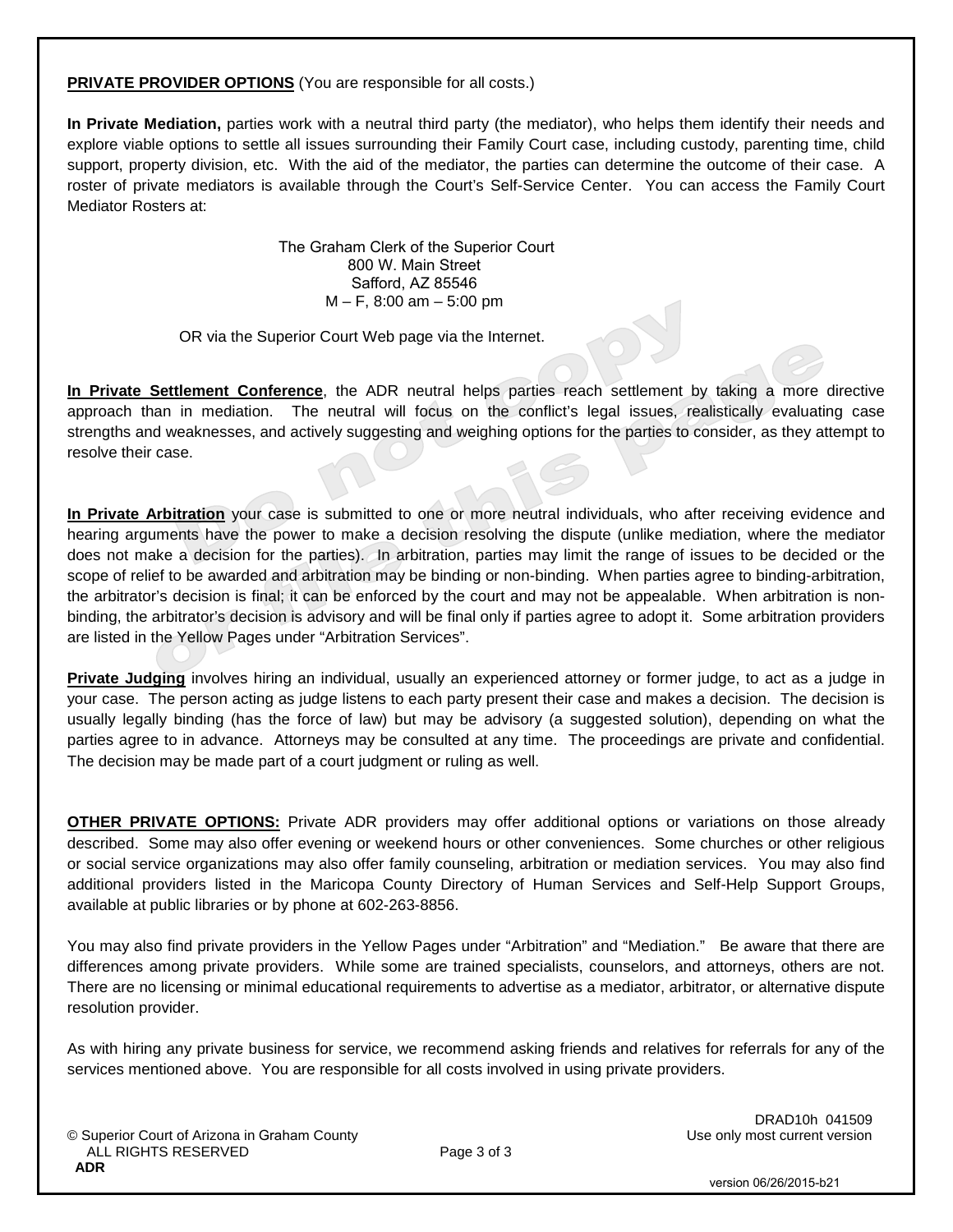**PRIVATE PROVIDER OPTIONS** (You are responsible for all costs.)

**In Private Mediation,** parties work with a neutral third party (the mediator), who helps them identify their needs and explore viable options to settle all issues surrounding their Family Court case, including custody, parenting time, child support, property division, etc. With the aid of the mediator, the parties can determine the outcome of their case. A roster of private mediators is available through the Court's Self-Service Center. You can access the Family Court Mediator Rosters at:

The Graham Clerk of the Superior Court
800 W. Main Street
Safford, AZ 85546
M – F, 8:00 am – 5:00 pm

OR via the Superior Court Web page via the Internet.

**In Private Settlement Conference**, the ADR neutral helps parties reach settlement by taking a more directive approach than in mediation. The neutral will focus on the conflict's legal issues, realistically evaluating case strengths and weaknesses, and actively suggesting and weighing options for the parties to consider, as they attempt to resolve their case.

**In Private Arbitration** your case is submitted to one or more neutral individuals, who after receiving evidence and hearing arguments have the power to make a decision resolving the dispute (unlike mediation, where the mediator does not make a decision for the parties). In arbitration, parties may limit the range of issues to be decided or the scope of relief to be awarded and arbitration may be binding or non-binding. When parties agree to binding-arbitration, the arbitrator's decision is final; it can be enforced by the court and may not be appealable. When arbitration is non-binding, the arbitrator's decision is advisory and will be final only if parties agree to adopt it. Some arbitration providers are listed in the Yellow Pages under "Arbitration Services".

**Private Judging** involves hiring an individual, usually an experienced attorney or former judge, to act as a judge in your case. The person acting as judge listens to each party present their case and makes a decision. The decision is usually legally binding (has the force of law) but may be advisory (a suggested solution), depending on what the parties agree to in advance. Attorneys may be consulted at any time. The proceedings are private and confidential. The decision may be made part of a court judgment or ruling as well.

**OTHER PRIVATE OPTIONS:** Private ADR providers may offer additional options or variations on those already described. Some may also offer evening or weekend hours or other conveniences. Some churches or other religious or social service organizations may also offer family counseling, arbitration or mediation services. You may also find additional providers listed in the Maricopa County Directory of Human Services and Self-Help Support Groups, available at public libraries or by phone at 602-263-8856.

You may also find private providers in the Yellow Pages under "Arbitration" and "Mediation." Be aware that there are differences among private providers. While some are trained specialists, counselors, and attorneys, others are not. There are no licensing or minimal educational requirements to advertise as a mediator, arbitrator, or alternative dispute resolution provider.

As with hiring any private business for service, we recommend asking friends and relatives for referrals for any of the services mentioned above. You are responsible for all costs involved in using private providers.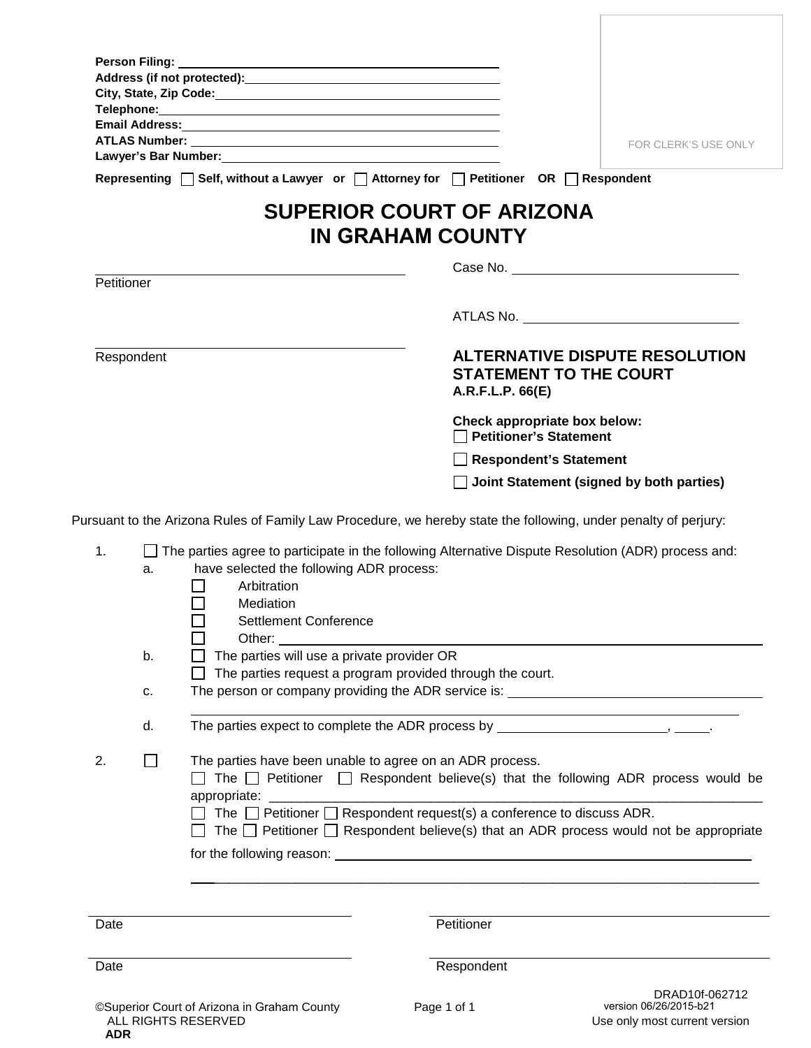**Person Filing:** \_\_\_\_\_\_\_\_\_\_\_\_\_\_\_\_\_\_\_\_\_\_\_\_\_\_\_\_\_\_\_\_\_\_\_\_\_\_\_\_\_\_\_\_\_\_\_\_\_\_\_\_\_\_\_\_\_\_\_\_\_\_\_\_\_\_\_\_\_\_\_\_\_\_\_\_\_\_\_\_\_\_\_\_\_\_\_

**Address (if not protected):** \_\_\_\_\_\_\_\_\_\_\_\_\_\_\_\_\_\_\_\_\_\_\_\_\_\_\_\_\_\_\_\_\_\_\_\_\_\_\_\_\_\_\_\_\_\_\_\_\_\_\_\_\_\_\_\_\_\_\_\_

**City, State, Zip Code:** \_\_\_\_\_\_\_\_\_\_\_\_\_\_\_\_\_\_\_\_\_\_\_\_\_\_\_\_\_\_\_\_\_\_\_\_\_\_\_\_\_\_\_\_\_\_\_\_\_\_\_\_\_\_\_\_\_\_\_\_\_\_\_\_\_\_

**Telephone:** \_\_\_\_\_\_\_\_\_\_\_\_\_\_\_\_\_\_\_\_\_\_\_\_\_\_\_\_\_\_\_\_\_\_\_\_\_\_\_\_\_\_\_\_\_\_\_\_\_\_\_\_\_\_\_\_\_\_\_\_\_\_\_\_\_\_\_\_\_\_\_\_\_\_\_\_\_\_\_

**Email Address:** \_\_\_\_\_\_\_\_\_\_\_\_\_\_\_\_\_\_\_\_\_\_\_\_\_\_\_\_\_\_\_\_\_\_\_\_\_\_\_\_\_\_\_\_\_\_\_\_\_\_\_\_\_\_\_\_\_\_\_\_\_\_\_\_\_\_\_\_\_\_\_\_\_

**ATLAS Number:** \_\_\_\_\_\_\_\_\_\_\_\_\_\_\_\_\_\_\_\_\_\_\_\_\_\_\_\_\_\_\_\_\_\_\_\_\_\_\_\_\_\_\_\_\_\_\_\_\_\_\_\_\_\_\_\_\_\_\_\_\_\_\_\_\_\_\_\_\_\_\_\_

**Lawyer's Bar Number:** \_\_\_\_\_\_\_\_\_\_\_\_\_\_\_\_\_\_\_\_\_\_\_\_\_\_\_\_\_\_\_\_\_\_\_\_\_\_\_\_\_\_\_\_\_\_\_\_\_\_\_\_\_\_\_\_\_\_\_\_\_\_\_\_

FOR CLERK'S USE ONLY

**Representing** ☐ **Self, without a Lawyer or** ☐ **Attorney for** ☐ **Petitioner OR** ☐ **Respondent**

# SUPERIOR COURT OF ARIZONA
# IN GRAHAM COUNTY

\_\_\_\_\_\_\_\_\_\_\_\_\_\_\_\_\_\_\_\_\_\_\_\_\_\_\_\_\_\_\_\_\_\_\_\_\_\_\_\_\_\_\_\_\_\_\_\_\_\_\_\_\_\_\_\_
Petitioner

Case No. \_\_\_\_\_\_\_\_\_\_\_\_\_\_\_\_\_\_\_\_\_\_\_\_\_\_\_\_\_\_\_\_\_\_\_\_\_\_\_\_\_\_\_\_

ATLAS No. \_\_\_\_\_\_\_\_\_\_\_\_\_\_\_\_\_\_\_\_\_\_\_\_\_\_\_\_\_\_\_\_\_\_\_\_\_\_\_\_\_\_

\_\_\_\_\_\_\_\_\_\_\_\_\_\_\_\_\_\_\_\_\_\_\_\_\_\_\_\_\_\_\_\_\_\_\_\_\_\_\_\_\_\_\_\_\_\_\_\_\_\_\_\_\_\_\_\_
Respondent

**ALTERNATIVE DISPUTE RESOLUTION STATEMENT TO THE COURT**
**A.R.F.L.P. 66(E)**

**Check appropriate box below:**
☐ **Petitioner's Statement**
☐ **Respondent's Statement**
☐ **Joint Statement (signed by both parties)**

Pursuant to the Arizona Rules of Family Law Procedure, we hereby state the following, under penalty of perjury:

1. ☐ The parties agree to participate in the following Alternative Dispute Resolution (ADR) process and:
   a. have selected the following ADR process:
      - ☐ Arbitration
      - ☐ Mediation
      - ☐ Settlement Conference
      - ☐ Other: \_\_\_\_\_\_\_\_\_\_\_\_\_\_\_\_\_\_\_\_\_\_\_\_\_\_\_\_\_\_\_\_\_\_\_\_\_\_\_\_\_\_\_\_\_\_\_\_\_\_\_\_\_\_\_\_\_\_\_\_\_\_\_\_\_\_\_\_\_\_\_\_\_\_\_\_\_\_
   b. ☐ The parties will use a private provider OR
      ☐ The parties request a program provided through the court.
   c. The person or company providing the ADR service is: \_\_\_\_\_\_\_\_\_\_\_\_\_\_\_\_\_\_\_\_\_\_\_\_\_\_\_\_\_\_\_\_\_\_\_\_\_\_\_
      \_\_\_\_\_\_\_\_\_\_\_\_\_\_\_\_\_\_\_\_\_\_\_\_\_\_\_\_\_\_\_\_\_\_\_\_\_\_\_\_\_\_\_\_\_\_\_\_\_\_\_\_\_\_\_\_\_\_\_\_\_\_\_\_\_\_\_\_\_\_\_\_\_\_\_\_\_\_\_\_\_\_\_\_\_\_\_\_\_\_
   d. The parties expect to complete the ADR process by \_\_\_\_\_\_\_\_\_\_\_\_\_\_\_\_\_\_\_\_\_\_\_\_\_\_\_\_\_\_, \_\_\_\_\_\_.

2. ☐ The parties have been unable to agree on an ADR process.
   ☐ The ☐ Petitioner ☐ Respondent believe(s) that the following ADR process would be appropriate: \_\_\_\_\_\_\_\_\_\_\_\_\_\_\_\_\_\_\_\_\_\_\_\_\_\_\_\_\_\_\_\_\_\_\_\_\_\_\_\_\_\_\_\_\_\_\_\_\_\_\_\_\_\_\_\_\_\_\_\_\_\_\_\_\_\_\_\_\_\_
   ☐ The ☐ Petitioner ☐ Respondent request(s) a conference to discuss ADR.
   ☐ The ☐ Petitioner ☐ Respondent believe(s) that an ADR process would not be appropriate for the following reason: \_\_\_\_\_\_\_\_\_\_\_\_\_\_\_\_\_\_\_\_\_\_\_\_\_\_\_\_\_\_\_\_\_\_\_\_\_\_\_\_\_\_\_\_\_\_\_\_\_\_\_\_\_\_\_\_\_\_\_\_\_\_\_\_\_\_
   \_\_\_\_\_\_\_\_\_\_\_\_\_\_\_\_\_\_\_\_\_\_\_\_\_\_\_\_\_\_\_\_\_\_\_\_\_\_\_\_\_\_\_\_\_\_\_\_\_\_\_\_\_\_\_\_\_\_\_\_\_\_\_\_\_\_\_\_\_\_\_\_\_\_\_\_\_\_\_\_\_\_\_\_\_\_\_\_\_\_

\_\_\_\_\_\_\_\_\_\_\_\_\_\_\_\_\_\_\_\_\_\_\_\_\_\_\_\_\_\_\_\_\_\_\_\_\_\_\_\_\_\_\_ \_\_\_\_\_\_\_\_\_\_\_\_\_\_\_\_\_\_\_\_\_\_\_\_\_\_\_\_\_\_\_\_\_\_\_\_\_\_\_\_\_\_\_\_\_\_\_\_\_\_\_\_\_
Date Petitioner

\_\_\_\_\_\_\_\_\_\_\_\_\_\_\_\_\_\_\_\_\_\_\_\_\_\_\_\_\_\_\_\_\_\_\_\_\_\_\_\_\_\_\_ \_\_\_\_\_\_\_\_\_\_\_\_\_\_\_\_\_\_\_\_\_\_\_\_\_\_\_\_\_\_\_\_\_\_\_\_\_\_\_\_\_\_\_\_\_\_\_\_\_\_\_\_\_
Date Respondent

©Superior Court of Arizona in Graham County
ALL RIGHTS RESERVED
**ADR**

DRAD10f-062712
version 06/26/2015-b21
Use only most current version